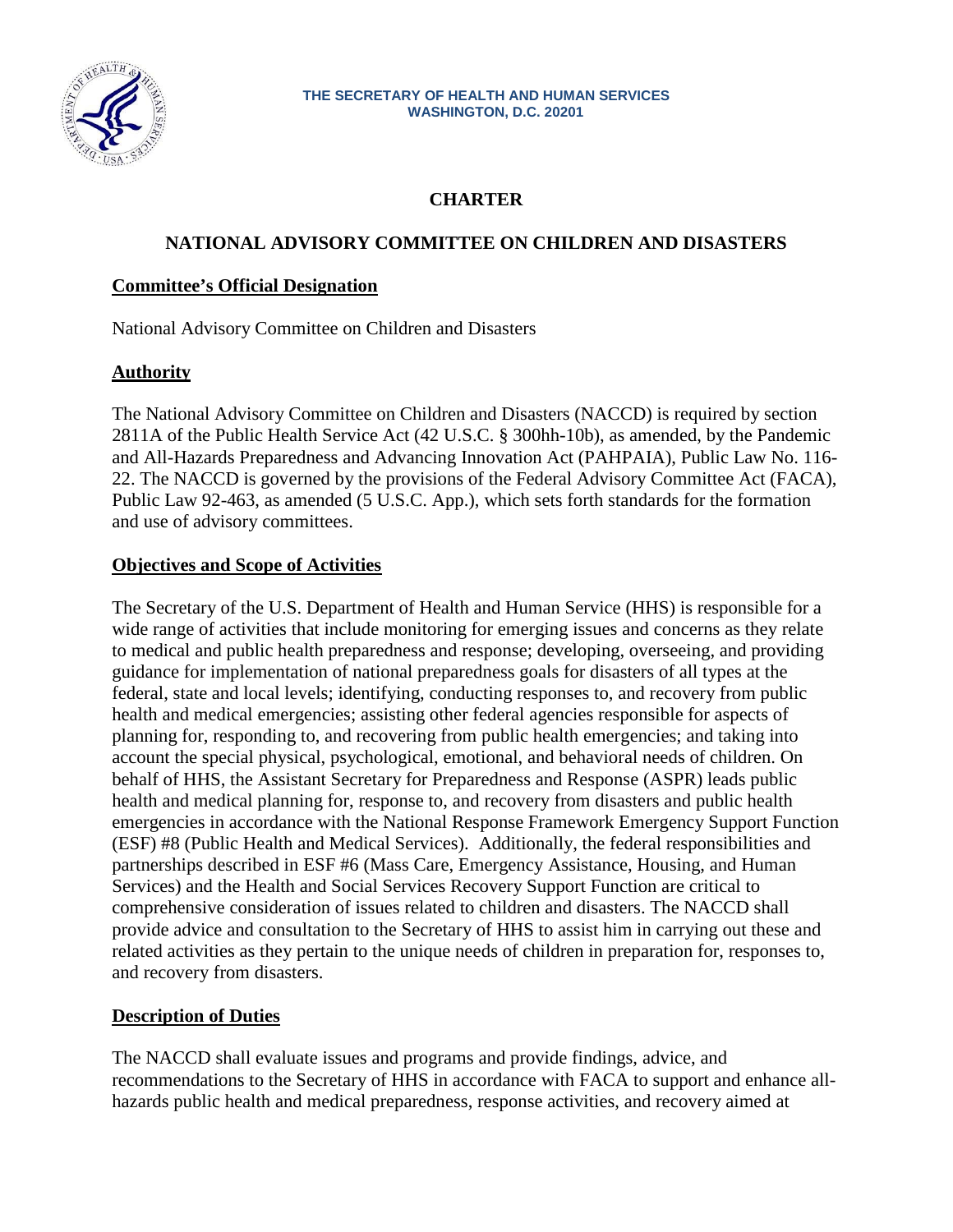THE SECRETARY OF HEALTH AND HUMAN SERVICES
WASHINGTON, D.C. 20201

# CHARTER

## NATIONAL ADVISORY COMMITTEE ON CHILDREN AND DISASTERS

### Committee's Official Designation

National Advisory Committee on Children and Disasters

### Authority

The National Advisory Committee on Children and Disasters (NACCD) is required by section 2811A of the Public Health Service Act (42 U.S.C. § 300hh-10b), as amended, by the Pandemic and All-Hazards Preparedness and Advancing Innovation Act (PAHPAIA), Public Law No. 116-22. The NACCD is governed by the provisions of the Federal Advisory Committee Act (FACA), Public Law 92-463, as amended (5 U.S.C. App.), which sets forth standards for the formation and use of advisory committees.

### Objectives and Scope of Activities

The Secretary of the U.S. Department of Health and Human Service (HHS) is responsible for a wide range of activities that include monitoring for emerging issues and concerns as they relate to medical and public health preparedness and response; developing, overseeing, and providing guidance for implementation of national preparedness goals for disasters of all types at the federal, state and local levels; identifying, conducting responses to, and recovery from public health and medical emergencies; assisting other federal agencies responsible for aspects of planning for, responding to, and recovering from public health emergencies; and taking into account the special physical, psychological, emotional, and behavioral needs of children. On behalf of HHS, the Assistant Secretary for Preparedness and Response (ASPR) leads public health and medical planning for, response to, and recovery from disasters and public health emergencies in accordance with the National Response Framework Emergency Support Function (ESF) #8 (Public Health and Medical Services). Additionally, the federal responsibilities and partnerships described in ESF #6 (Mass Care, Emergency Assistance, Housing, and Human Services) and the Health and Social Services Recovery Support Function are critical to comprehensive consideration of issues related to children and disasters. The NACCD shall provide advice and consultation to the Secretary of HHS to assist him in carrying out these and related activities as they pertain to the unique needs of children in preparation for, responses to, and recovery from disasters.

### Description of Duties

The NACCD shall evaluate issues and programs and provide findings, advice, and recommendations to the Secretary of HHS in accordance with FACA to support and enhance all-hazards public health and medical preparedness, response activities, and recovery aimed at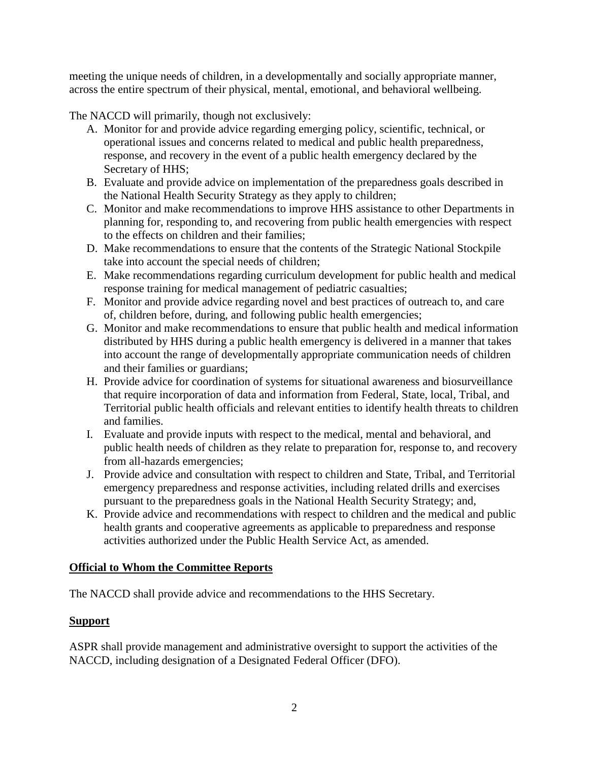meeting the unique needs of children, in a developmentally and socially appropriate manner, across the entire spectrum of their physical, mental, emotional, and behavioral wellbeing.

The NACCD will primarily, though not exclusively:

A. Monitor for and provide advice regarding emerging policy, scientific, technical, or operational issues and concerns related to medical and public health preparedness, response, and recovery in the event of a public health emergency declared by the Secretary of HHS;
B. Evaluate and provide advice on implementation of the preparedness goals described in the National Health Security Strategy as they apply to children;
C. Monitor and make recommendations to improve HHS assistance to other Departments in planning for, responding to, and recovering from public health emergencies with respect to the effects on children and their families;
D. Make recommendations to ensure that the contents of the Strategic National Stockpile take into account the special needs of children;
E. Make recommendations regarding curriculum development for public health and medical response training for medical management of pediatric casualties;
F. Monitor and provide advice regarding novel and best practices of outreach to, and care of, children before, during, and following public health emergencies;
G. Monitor and make recommendations to ensure that public health and medical information distributed by HHS during a public health emergency is delivered in a manner that takes into account the range of developmentally appropriate communication needs of children and their families or guardians;
H. Provide advice for coordination of systems for situational awareness and biosurveillance that require incorporation of data and information from Federal, State, local, Tribal, and Territorial public health officials and relevant entities to identify health threats to children and families.
I. Evaluate and provide inputs with respect to the medical, mental and behavioral, and public health needs of children as they relate to preparation for, response to, and recovery from all-hazards emergencies;
J. Provide advice and consultation with respect to children and State, Tribal, and Territorial emergency preparedness and response activities, including related drills and exercises pursuant to the preparedness goals in the National Health Security Strategy; and,
K. Provide advice and recommendations with respect to children and the medical and public health grants and cooperative agreements as applicable to preparedness and response activities authorized under the Public Health Service Act, as amended.

**Official to Whom the Committee Reports**

The NACCD shall provide advice and recommendations to the HHS Secretary.

**Support**

ASPR shall provide management and administrative oversight to support the activities of the NACCD, including designation of a Designated Federal Officer (DFO).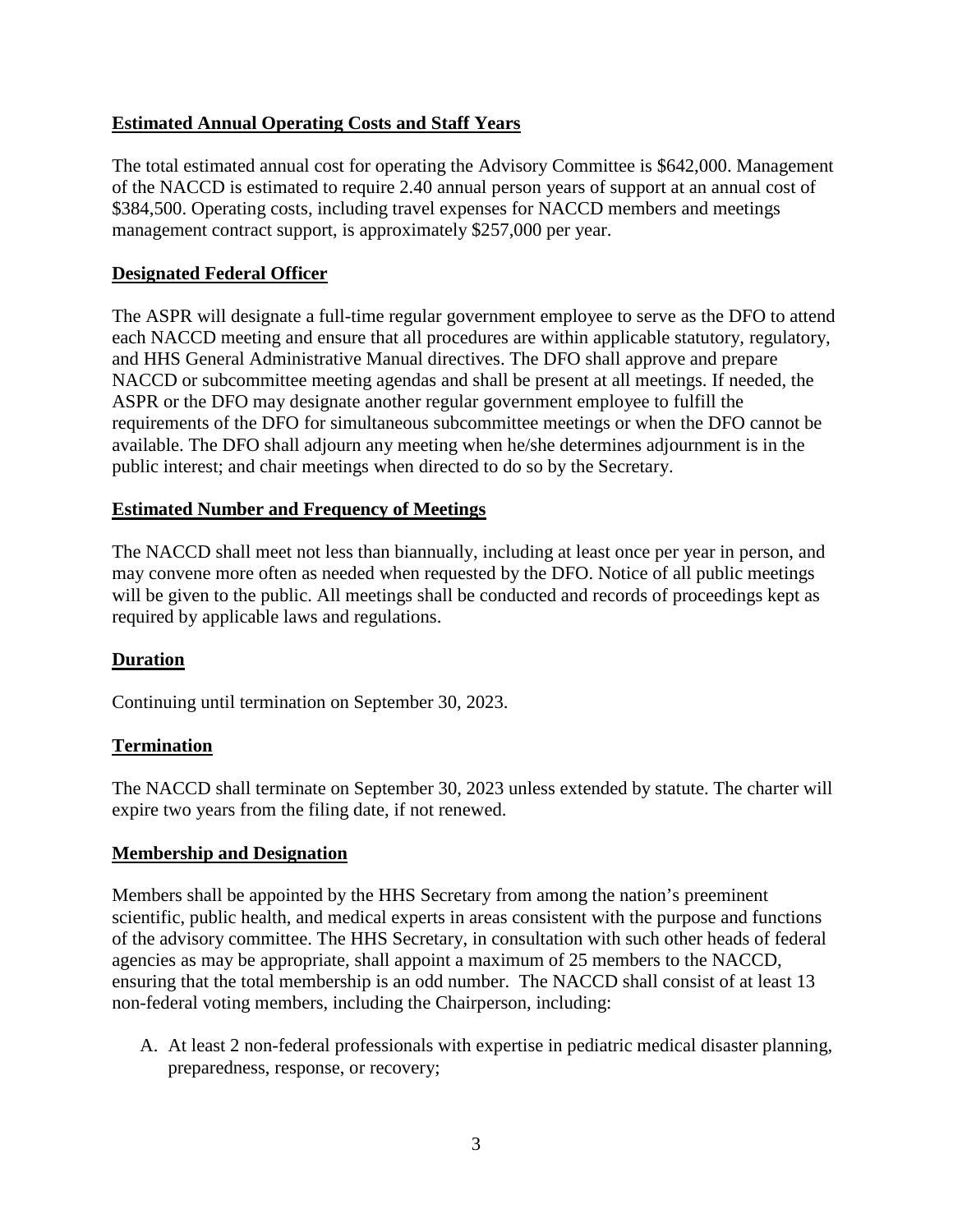**Estimated Annual Operating Costs and Staff Years**

The total estimated annual cost for operating the Advisory Committee is $642,000. Management of the NACCD is estimated to require 2.40 annual person years of support at an annual cost of $384,500. Operating costs, including travel expenses for NACCD members and meetings management contract support, is approximately $257,000 per year.

**Designated Federal Officer**

The ASPR will designate a full-time regular government employee to serve as the DFO to attend each NACCD meeting and ensure that all procedures are within applicable statutory, regulatory, and HHS General Administrative Manual directives. The DFO shall approve and prepare NACCD or subcommittee meeting agendas and shall be present at all meetings. If needed, the ASPR or the DFO may designate another regular government employee to fulfill the requirements of the DFO for simultaneous subcommittee meetings or when the DFO cannot be available. The DFO shall adjourn any meeting when he/she determines adjournment is in the public interest; and chair meetings when directed to do so by the Secretary.

**Estimated Number and Frequency of Meetings**

The NACCD shall meet not less than biannually, including at least once per year in person, and may convene more often as needed when requested by the DFO. Notice of all public meetings will be given to the public. All meetings shall be conducted and records of proceedings kept as required by applicable laws and regulations.

**Duration**

Continuing until termination on September 30, 2023.

**Termination**

The NACCD shall terminate on September 30, 2023 unless extended by statute. The charter will expire two years from the filing date, if not renewed.

**Membership and Designation**

Members shall be appointed by the HHS Secretary from among the nation's preeminent scientific, public health, and medical experts in areas consistent with the purpose and functions of the advisory committee. The HHS Secretary, in consultation with such other heads of federal agencies as may be appropriate, shall appoint a maximum of 25 members to the NACCD, ensuring that the total membership is an odd number. The NACCD shall consist of at least 13 non-federal voting members, including the Chairperson, including:

A. At least 2 non-federal professionals with expertise in pediatric medical disaster planning, preparedness, response, or recovery;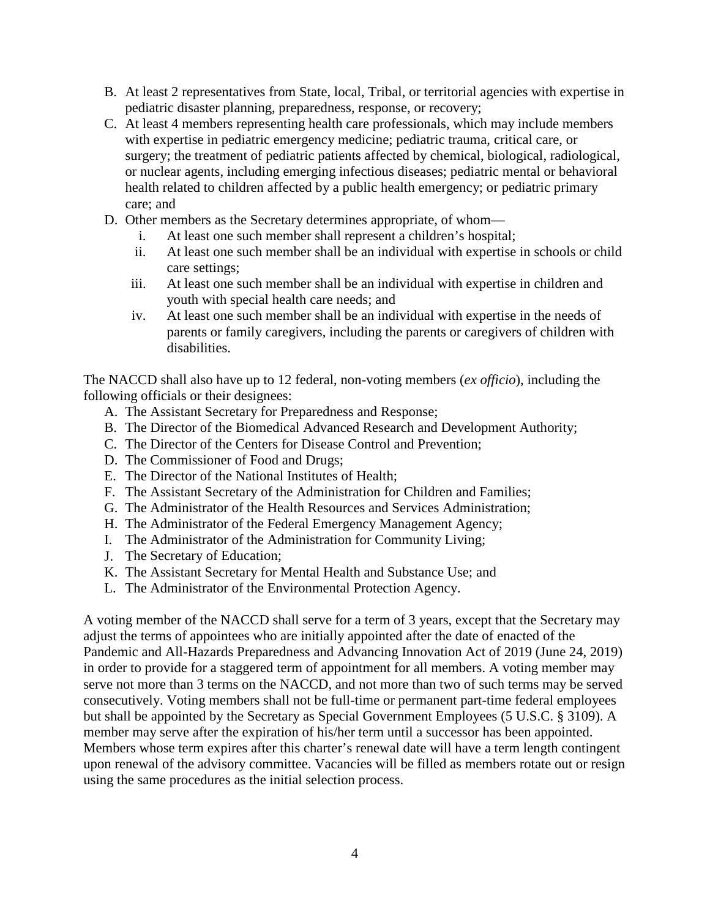B. At least 2 representatives from State, local, Tribal, or territorial agencies with expertise in pediatric disaster planning, preparedness, response, or recovery;
C. At least 4 members representing health care professionals, which may include members with expertise in pediatric emergency medicine; pediatric trauma, critical care, or surgery; the treatment of pediatric patients affected by chemical, biological, radiological, or nuclear agents, including emerging infectious diseases; pediatric mental or behavioral health related to children affected by a public health emergency; or pediatric primary care; and
D. Other members as the Secretary determines appropriate, of whom—
   i. At least one such member shall represent a children's hospital;
   ii. At least one such member shall be an individual with expertise in schools or child care settings;
   iii. At least one such member shall be an individual with expertise in children and youth with special health care needs; and
   iv. At least one such member shall be an individual with expertise in the needs of parents or family caregivers, including the parents or caregivers of children with disabilities.

The NACCD shall also have up to 12 federal, non-voting members (*ex officio*), including the following officials or their designees:

A. The Assistant Secretary for Preparedness and Response;
B. The Director of the Biomedical Advanced Research and Development Authority;
C. The Director of the Centers for Disease Control and Prevention;
D. The Commissioner of Food and Drugs;
E. The Director of the National Institutes of Health;
F. The Assistant Secretary of the Administration for Children and Families;
G. The Administrator of the Health Resources and Services Administration;
H. The Administrator of the Federal Emergency Management Agency;
I. The Administrator of the Administration for Community Living;
J. The Secretary of Education;
K. The Assistant Secretary for Mental Health and Substance Use; and
L. The Administrator of the Environmental Protection Agency.

A voting member of the NACCD shall serve for a term of 3 years, except that the Secretary may adjust the terms of appointees who are initially appointed after the date of enacted of the Pandemic and All-Hazards Preparedness and Advancing Innovation Act of 2019 (June 24, 2019) in order to provide for a staggered term of appointment for all members. A voting member may serve not more than 3 terms on the NACCD, and not more than two of such terms may be served consecutively. Voting members shall not be full-time or permanent part-time federal employees but shall be appointed by the Secretary as Special Government Employees (5 U.S.C. § 3109). A member may serve after the expiration of his/her term until a successor has been appointed. Members whose term expires after this charter's renewal date will have a term length contingent upon renewal of the advisory committee. Vacancies will be filled as members rotate out or resign using the same procedures as the initial selection process.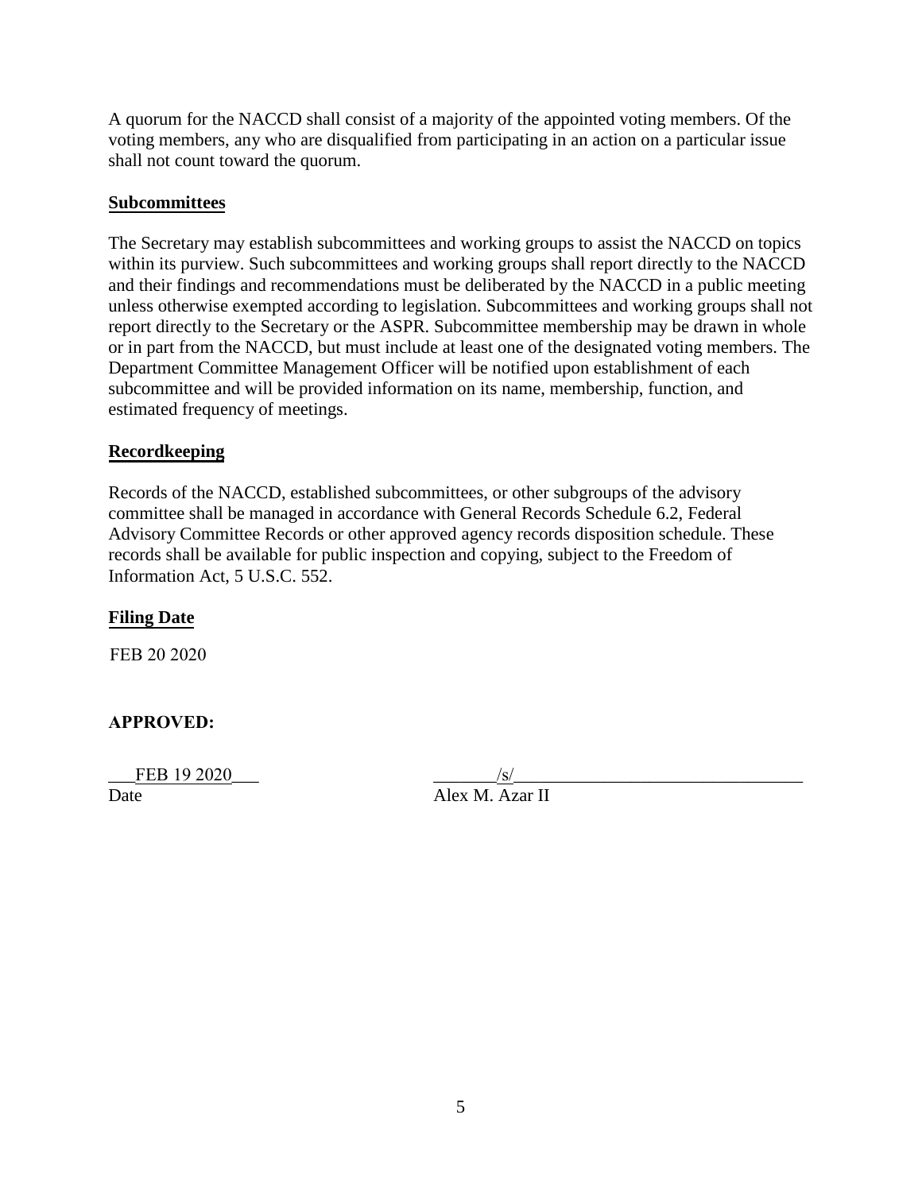A quorum for the NACCD shall consist of a majority of the appointed voting members. Of the voting members, any who are disqualified from participating in an action on a particular issue shall not count toward the quorum.

**Subcommittees**

The Secretary may establish subcommittees and working groups to assist the NACCD on topics within its purview. Such subcommittees and working groups shall report directly to the NACCD and their findings and recommendations must be deliberated by the NACCD in a public meeting unless otherwise exempted according to legislation. Subcommittees and working groups shall not report directly to the Secretary or the ASPR. Subcommittee membership may be drawn in whole or in part from the NACCD, but must include at least one of the designated voting members. The Department Committee Management Officer will be notified upon establishment of each subcommittee and will be provided information on its name, membership, function, and estimated frequency of meetings.

**Recordkeeping**

Records of the NACCD, established subcommittees, or other subgroups of the advisory committee shall be managed in accordance with General Records Schedule 6.2, Federal Advisory Committee Records or other approved agency records disposition schedule. These records shall be available for public inspection and copying, subject to the Freedom of Information Act, 5 U.S.C. 552.

**Filing Date**

FEB 20 2020

**APPROVED:**

FEB 19 2020 /s/

Date Alex M. Azar II